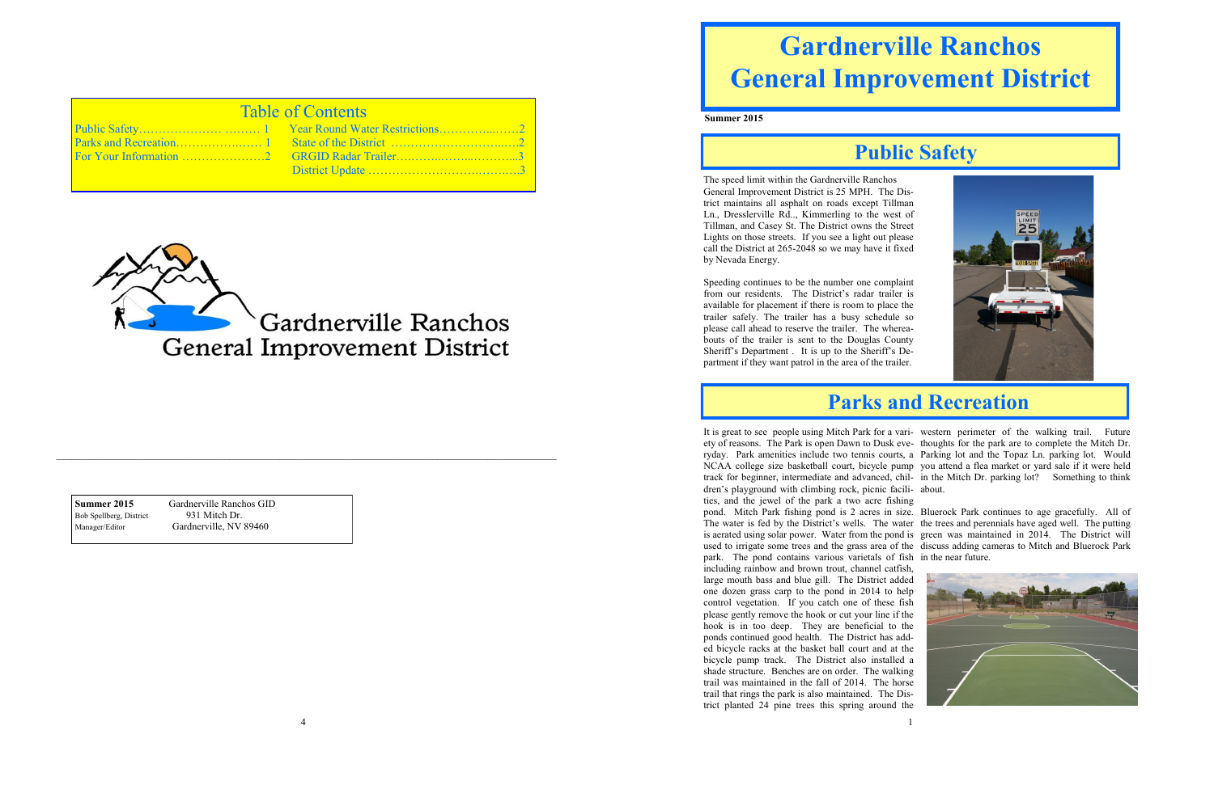## Table of Contents

| | |
|---|---|
| Public Safety………………… ……… 1 | Year Round Water Restrictions…………...…….2 |
| Parks and Recreation…………………. 1 | State of the District …………………………..….2 |
| For Your Information …………………2 | GRGID Radar Trailer……….……..………...3 |
| | District Update ………………………….……….3 |

Gardnerville Ranchos General Improvement District

**Summer 2015** Gardnerville Ranchos GID
Bob Spellberg, District Manager/Editor 931 Mitch Dr.
Gardnerville, NV 89460

# Gardnerville Ranchos General Improvement District

**Summer 2015**

## Public Safety

The speed limit within the Gardnerville Ranchos General Improvement District is 25 MPH. The District maintains all asphalt on roads except Tillman Ln., Dresslerville Rd.., Kimmerling to the west of Tillman, and Casey St. The District owns the Street Lights on those streets. If you see a light out please call the District at 265-2048 so we may have it fixed by Nevada Energy.

Speeding continues to be the number one complaint from our residents. The District's radar trailer is available for placement if there is room to place the trailer safely. The trailer has a busy schedule so please call ahead to reserve the trailer. The whereabouts of the trailer is sent to the Douglas County Sheriff's Department . It is up to the Sheriff's Department if they want patrol in the area of the trailer.

## Parks and Recreation

It is great to see people using Mitch Park for a variety of reasons. The Park is open Dawn to Dusk everyday. Park amenities include two tennis courts, a NCAA college size basketball court, bicycle pump track for beginner, intermediate and advanced, children's playground with climbing rock, picnic facilities, and the jewel of the park a two acre fishing pond. Mitch Park fishing pond is 2 acres in size. The water is fed by the District's wells. The water is aerated using solar power. Water from the pond is used to irrigate some trees and the grass area of the park. The pond contains various varietals of fish including rainbow and brown trout, channel catfish, large mouth bass and blue gill. The District added one dozen grass carp to the pond in 2014 to help control vegetation. If you catch one of these fish please gently remove the hook or cut your line if the hook is in too deep. They are beneficial to the ponds continued good health. The District has added bicycle racks at the basket ball court and at the bicycle pump track. The District also installed a shade structure. Benches are on order. The walking trail was maintained in the fall of 2014. The horse trail that rings the park is also maintained. The District planted 24 pine trees this spring around the western perimeter of the walking trail. Future thoughts for the park are to complete the Mitch Dr. Parking lot and the Topaz Ln. parking lot. Would you attend a flea market or yard sale if it were held in the Mitch Dr. parking lot? Something to think about.

Bluerock Park continues to age gracefully. All of the trees and perennials have aged well. The putting green was maintained in 2014. The District will discuss adding cameras to Mitch and Bluerock Park in the near future.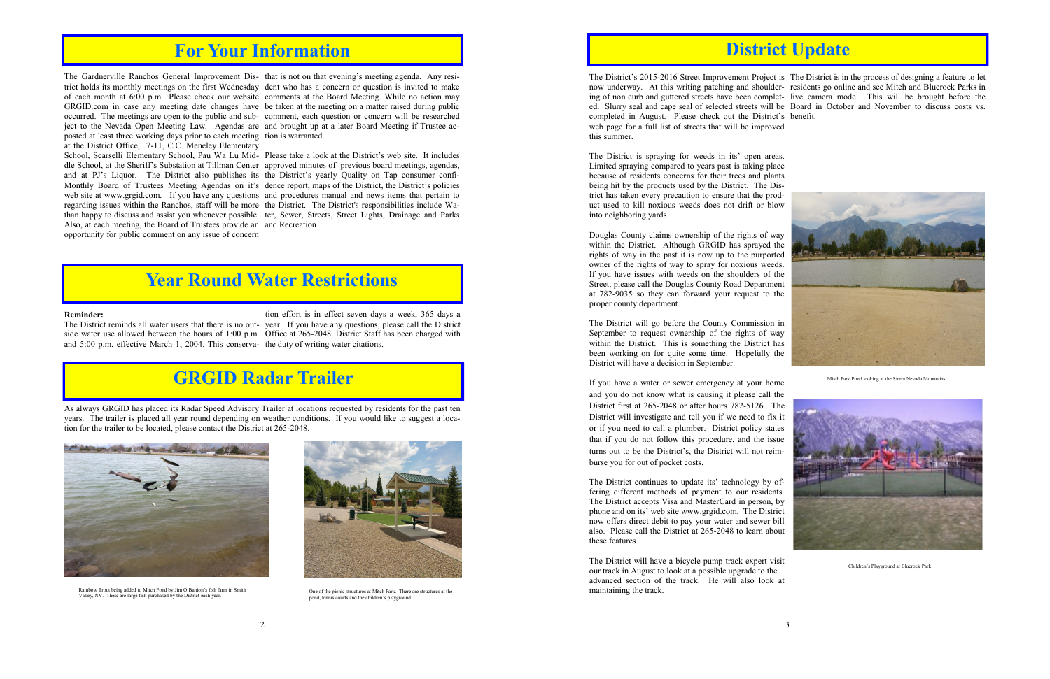# For Your Information

The Gardnerville Ranchos General Improvement District holds its monthly meetings on the first Wednesday of each month at 6:00 p.m.. Please check our website GRGID.com in case any meeting date changes have occurred. The meetings are open to the public and subject to the Nevada Open Meeting Law. Agendas are posted at least three working days prior to each meeting at the District Office, 7-11, C.C. Meneley Elementary School, Scarselli Elementary School, Pau Wa Lu Middle School, at the Sheriff's Substation at Tillman Center and at PJ's Liquor. The District also publishes its Monthly Board of Trustees Meeting Agendas on it's web site at www.grgid.com. If you have any questions regarding issues within the Ranchos, staff will be more than happy to discuss and assist you whenever possible. Also, at each meeting, the Board of Trustees provide an opportunity for public comment on any issue of concern that is not on that evening's meeting agenda. Any resident who has a concern or question is invited to make comments at the Board Meeting. While no action may be taken at the meeting on a matter raised during public comment, each question or concern will be researched and brought up at a later Board Meeting if Trustee action is warranted.

Please take a look at the District's web site. It includes approved minutes of previous board meetings, agendas, the District's yearly Quality on Tap consumer confidence report, maps of the District, the District's policies and procedures manual and news items that pertain to the District. The District's responsibilities include Water, Sewer, Streets, Street Lights, Drainage and Parks and Recreation

# Year Round Water Restrictions

**Reminder:**

The District reminds all water users that there is no outside water use allowed between the hours of 1:00 p.m. and 5:00 p.m. effective March 1, 2004. This conservation effort is in effect seven days a week, 365 days a year. If you have any questions, please call the District Office at 265-2048. District Staff has been charged with the duty of writing water citations.

# GRGID Radar Trailer

As always GRGID has placed its Radar Speed Advisory Trailer at locations requested by residents for the past ten years. The trailer is placed all year round depending on weather conditions. If you would like to suggest a location for the trailer to be located, please contact the District at 265-2048.

Rainbow Trout being added to Mitch Pond by Jim O'Banion's fish farm in Smith Valley, NV. These are large fish purchased by the District each year.

One of the picnic structures at Mitch Park. There are structures at the pond, tennis courts and the children's playground

# District Update

The District's 2015-2016 Street Improvement Project is now underway. At this writing patching and shouldering of non curb and guttered streets have been completed. Slurry seal and cape seal of selected streets will be completed in August. Please check out the District's web page for a full list of streets that will be improved this summer.

The District is spraying for weeds in its' open areas. Limited spraying compared to years past is taking place because of residents concerns for their trees and plants being hit by the products used by the District. The District has taken every precaution to ensure that the product used to kill noxious weeds does not drift or blow into neighboring yards.

Douglas County claims ownership of the rights of way within the District. Although GRGID has sprayed the rights of way in the past it is now up to the purported owner of the rights of way to spray for noxious weeds. If you have issues with weeds on the shoulders of the Street, please call the Douglas County Road Department at 782-9035 so they can forward your request to the proper county department.

The District will go before the County Commission in September to request ownership of the rights of way within the District. This is something the District has been working on for quite some time. Hopefully the District will have a decision in September.

If you have a water or sewer emergency at your home and you do not know what is causing it please call the District first at 265-2048 or after hours 782-5126. The District will investigate and tell you if we need to fix it or if you need to call a plumber. District policy states that if you do not follow this procedure, and the issue turns out to be the District's, the District will not reimburse you for out of pocket costs.

The District continues to update its' technology by offering different methods of payment to our residents. The District accepts Visa and MasterCard in person, by phone and on its' web site www.grgid.com. The District now offers direct debit to pay your water and sewer bill also. Please call the District at 265-2048 to learn about these features.

The District will have a bicycle pump track expert visit our track in August to look at a possible upgrade to the advanced section of the track. He will also look at maintaining the track.

The District is in the process of designing a feature to let residents go online and see Mitch and Bluerock Parks in live camera mode. This will be brought before the Board in October and November to discuss costs vs. benefit.

Mitch Park Pond looking at the Sierra Nevada Mountains

Children's Playground at Bluerock Park